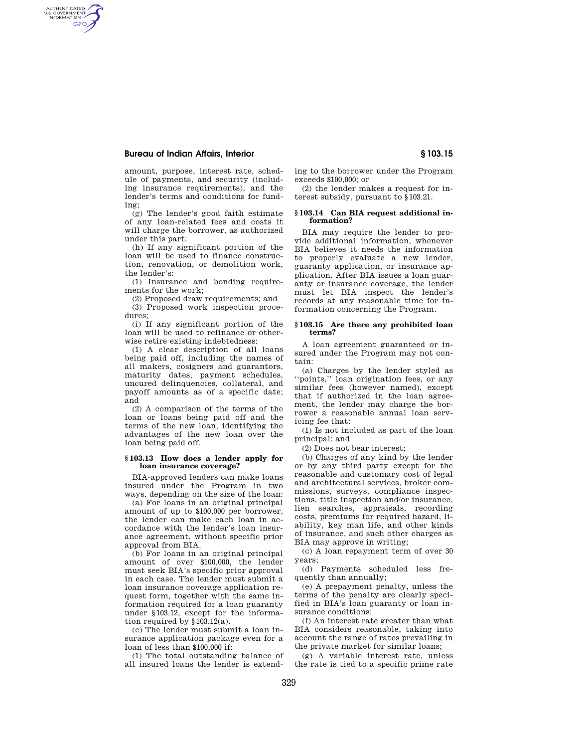amount, purpose, interest rate, schedule of payments, and security (including insurance requirements), and the lender's terms and conditions for funding;

(g) The lender's good faith estimate of any loan-related fees and costs it will charge the borrower, as authorized under this part;

(h) If any significant portion of the loan will be used to finance construction, renovation, or demolition work, the lender's:

(1) Insurance and bonding requirements for the work;

(2) Proposed draw requirements; and

(3) Proposed work inspection procedures;

(i) If any significant portion of the loan will be used to refinance or otherwise retire existing indebtedness:

(1) A clear description of all loans being paid off, including the names of all makers, cosigners and guarantors, maturity dates, payment schedules, uncured delinquencies, collateral, and payoff amounts as of a specific date; and

(2) A comparison of the terms of the loan or loans being paid off and the terms of the new loan, identifying the advantages of the new loan over the loan being paid off.

### § 103.13 How does a lender apply for loan insurance coverage?

BIA-approved lenders can make loans insured under the Program in two ways, depending on the size of the loan:

(a) For loans in an original principal amount of up to $100,000 per borrower, the lender can make each loan in accordance with the lender's loan insurance agreement, without specific prior approval from BIA.

(b) For loans in an original principal amount of over $100,000, the lender must seek BIA's specific prior approval in each case. The lender must submit a loan insurance coverage application request form, together with the same information required for a loan guaranty under § 103.12, except for the information required by § 103.12(a).

(c) The lender must submit a loan insurance application package even for a loan of less than $100,000 if:

(1) The total outstanding balance of all insured loans the lender is extending to the borrower under the Program exceeds $100,000; or

(2) the lender makes a request for interest subsidy, pursuant to § 103.21.

### § 103.14 Can BIA request additional information?

BIA may require the lender to provide additional information, whenever BIA believes it needs the information to properly evaluate a new lender, guaranty application, or insurance application. After BIA issues a loan guaranty or insurance coverage, the lender must let BIA inspect the lender's records at any reasonable time for information concerning the Program.

### § 103.15 Are there any prohibited loan terms?

A loan agreement guaranteed or insured under the Program may not contain:

(a) Charges by the lender styled as ''points,'' loan origination fees, or any similar fees (however named), except that if authorized in the loan agreement, the lender may charge the borrower a reasonable annual loan servicing fee that:

(1) Is not included as part of the loan principal; and

(2) Does not bear interest;

(b) Charges of any kind by the lender or by any third party except for the reasonable and customary cost of legal and architectural services, broker commissions, surveys, compliance inspections, title inspection and/or insurance, lien searches, appraisals, recording costs, premiums for required hazard, liability, key man life, and other kinds of insurance, and such other charges as BIA may approve in writing;

(c) A loan repayment term of over 30 years;

(d) Payments scheduled less frequently than annually;

(e) A prepayment penalty, unless the terms of the penalty are clearly specified in BIA's loan guaranty or loan insurance conditions;

(f) An interest rate greater than what BIA considers reasonable, taking into account the range of rates prevailing in the private market for similar loans;

(g) A variable interest rate, unless the rate is tied to a specific prime rate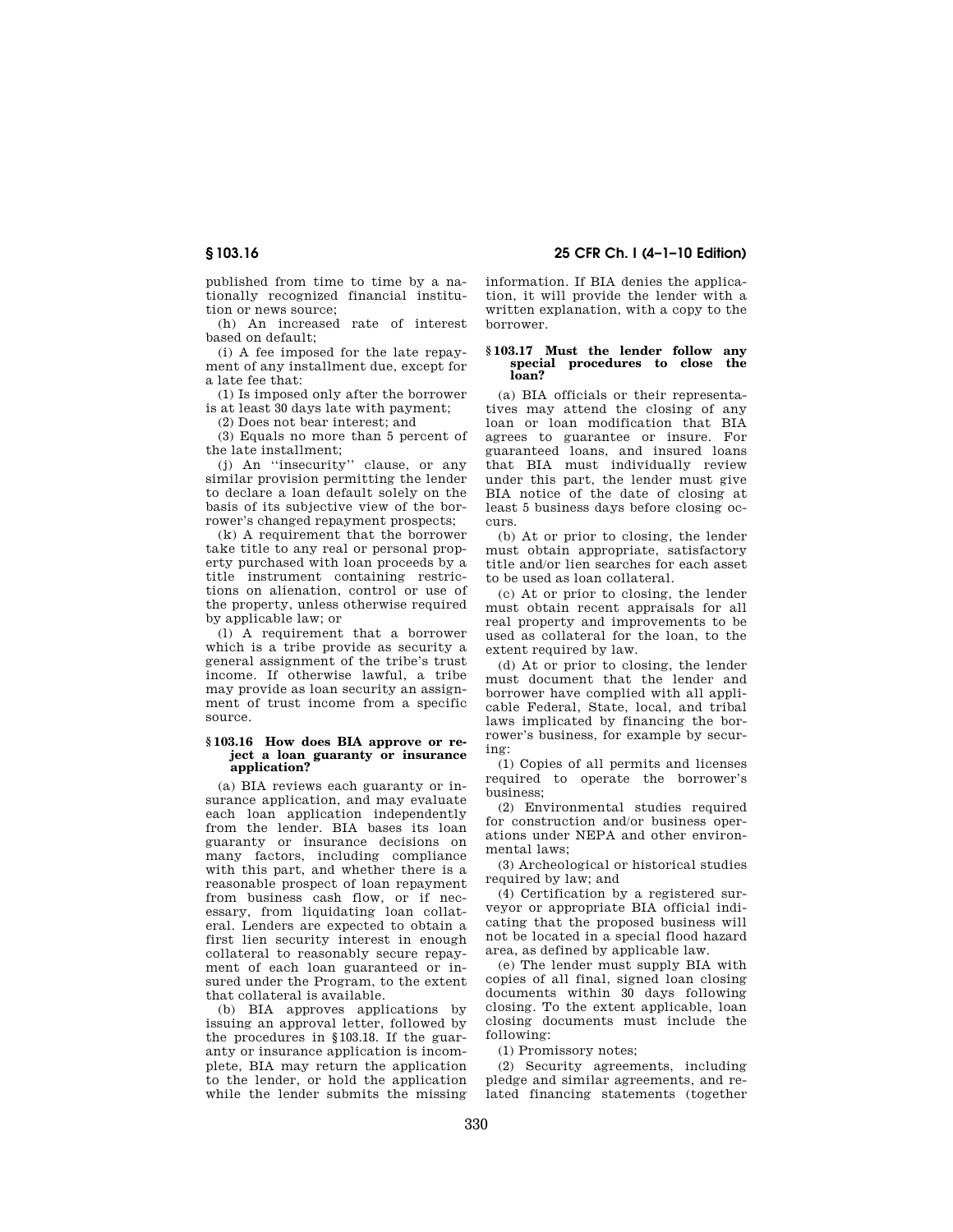published from time to time by a nationally recognized financial institution or news source;

(h) An increased rate of interest based on default;

(i) A fee imposed for the late repayment of any installment due, except for a late fee that:

(1) Is imposed only after the borrower is at least 30 days late with payment;

(2) Does not bear interest; and

(3) Equals no more than 5 percent of the late installment;

(j) An ''insecurity'' clause, or any similar provision permitting the lender to declare a loan default solely on the basis of its subjective view of the borrower's changed repayment prospects;

(k) A requirement that the borrower take title to any real or personal property purchased with loan proceeds by a title instrument containing restrictions on alienation, control or use of the property, unless otherwise required by applicable law; or

(l) A requirement that a borrower which is a tribe provide as security a general assignment of the tribe's trust income. If otherwise lawful, a tribe may provide as loan security an assignment of trust income from a specific source.

### § 103.16 How does BIA approve or reject a loan guaranty or insurance application?

(a) BIA reviews each guaranty or insurance application, and may evaluate each loan application independently from the lender. BIA bases its loan guaranty or insurance decisions on many factors, including compliance with this part, and whether there is a reasonable prospect of loan repayment from business cash flow, or if necessary, from liquidating loan collateral. Lenders are expected to obtain a first lien security interest in enough collateral to reasonably secure repayment of each loan guaranteed or insured under the Program, to the extent that collateral is available.

(b) BIA approves applications by issuing an approval letter, followed by the procedures in §103.18. If the guaranty or insurance application is incomplete, BIA may return the application to the lender, or hold the application while the lender submits the missing information. If BIA denies the application, it will provide the lender with a written explanation, with a copy to the borrower.

### § 103.17 Must the lender follow any special procedures to close the loan?

(a) BIA officials or their representatives may attend the closing of any loan or loan modification that BIA agrees to guarantee or insure. For guaranteed loans, and insured loans that BIA must individually review under this part, the lender must give BIA notice of the date of closing at least 5 business days before closing occurs.

(b) At or prior to closing, the lender must obtain appropriate, satisfactory title and/or lien searches for each asset to be used as loan collateral.

(c) At or prior to closing, the lender must obtain recent appraisals for all real property and improvements to be used as collateral for the loan, to the extent required by law.

(d) At or prior to closing, the lender must document that the lender and borrower have complied with all applicable Federal, State, local, and tribal laws implicated by financing the borrower's business, for example by securing:

(1) Copies of all permits and licenses required to operate the borrower's business;

(2) Environmental studies required for construction and/or business operations under NEPA and other environmental laws;

(3) Archeological or historical studies required by law; and

(4) Certification by a registered surveyor or appropriate BIA official indicating that the proposed business will not be located in a special flood hazard area, as defined by applicable law.

(e) The lender must supply BIA with copies of all final, signed loan closing documents within 30 days following closing. To the extent applicable, loan closing documents must include the following:

(1) Promissory notes;

(2) Security agreements, including pledge and similar agreements, and related financing statements (together